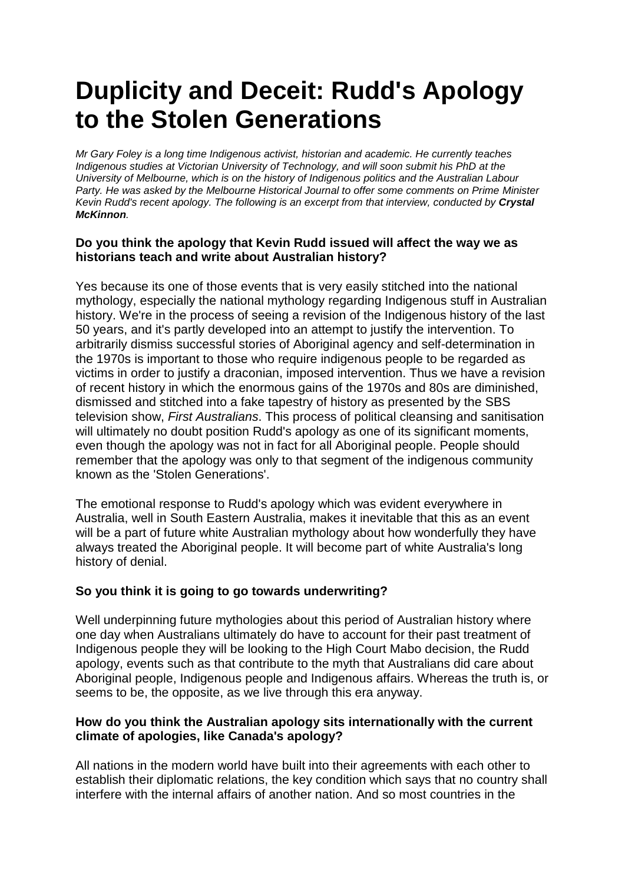# Duplicity and Deceit: Rudd's Apology to the Stolen Generations

*Mr Gary Foley is a long time Indigenous activist, historian and academic. He currently teaches Indigenous studies at Victorian University of Technology, and will soon submit his PhD at the University of Melbourne, which is on the history of Indigenous politics and the Australian Labour Party. He was asked by the Melbourne Historical Journal to offer some comments on Prime Minister Kevin Rudd's recent apology. The following is an excerpt from that interview, conducted by* ***Crystal McKinnon****.*

**Do you think the apology that Kevin Rudd issued will affect the way we as historians teach and write about Australian history?**

Yes because its one of those events that is very easily stitched into the national mythology, especially the national mythology regarding Indigenous stuff in Australian history. We're in the process of seeing a revision of the Indigenous history of the last 50 years, and it's partly developed into an attempt to justify the intervention. To arbitrarily dismiss successful stories of Aboriginal agency and self-determination in the 1970s is important to those who require indigenous people to be regarded as victims in order to justify a draconian, imposed intervention. Thus we have a revision of recent history in which the enormous gains of the 1970s and 80s are diminished, dismissed and stitched into a fake tapestry of history as presented by the SBS television show, *First Australians*. This process of political cleansing and sanitisation will ultimately no doubt position Rudd's apology as one of its significant moments, even though the apology was not in fact for all Aboriginal people. People should remember that the apology was only to that segment of the indigenous community known as the 'Stolen Generations'.

The emotional response to Rudd's apology which was evident everywhere in Australia, well in South Eastern Australia, makes it inevitable that this as an event will be a part of future white Australian mythology about how wonderfully they have always treated the Aboriginal people. It will become part of white Australia's long history of denial.

**So you think it is going to go towards underwriting?**

Well underpinning future mythologies about this period of Australian history where one day when Australians ultimately do have to account for their past treatment of Indigenous people they will be looking to the High Court Mabo decision, the Rudd apology, events such as that contribute to the myth that Australians did care about Aboriginal people, Indigenous people and Indigenous affairs. Whereas the truth is, or seems to be, the opposite, as we live through this era anyway.

**How do you think the Australian apology sits internationally with the current climate of apologies, like Canada's apology?**

All nations in the modern world have built into their agreements with each other to establish their diplomatic relations, the key condition which says that no country shall interfere with the internal affairs of another nation. And so most countries in the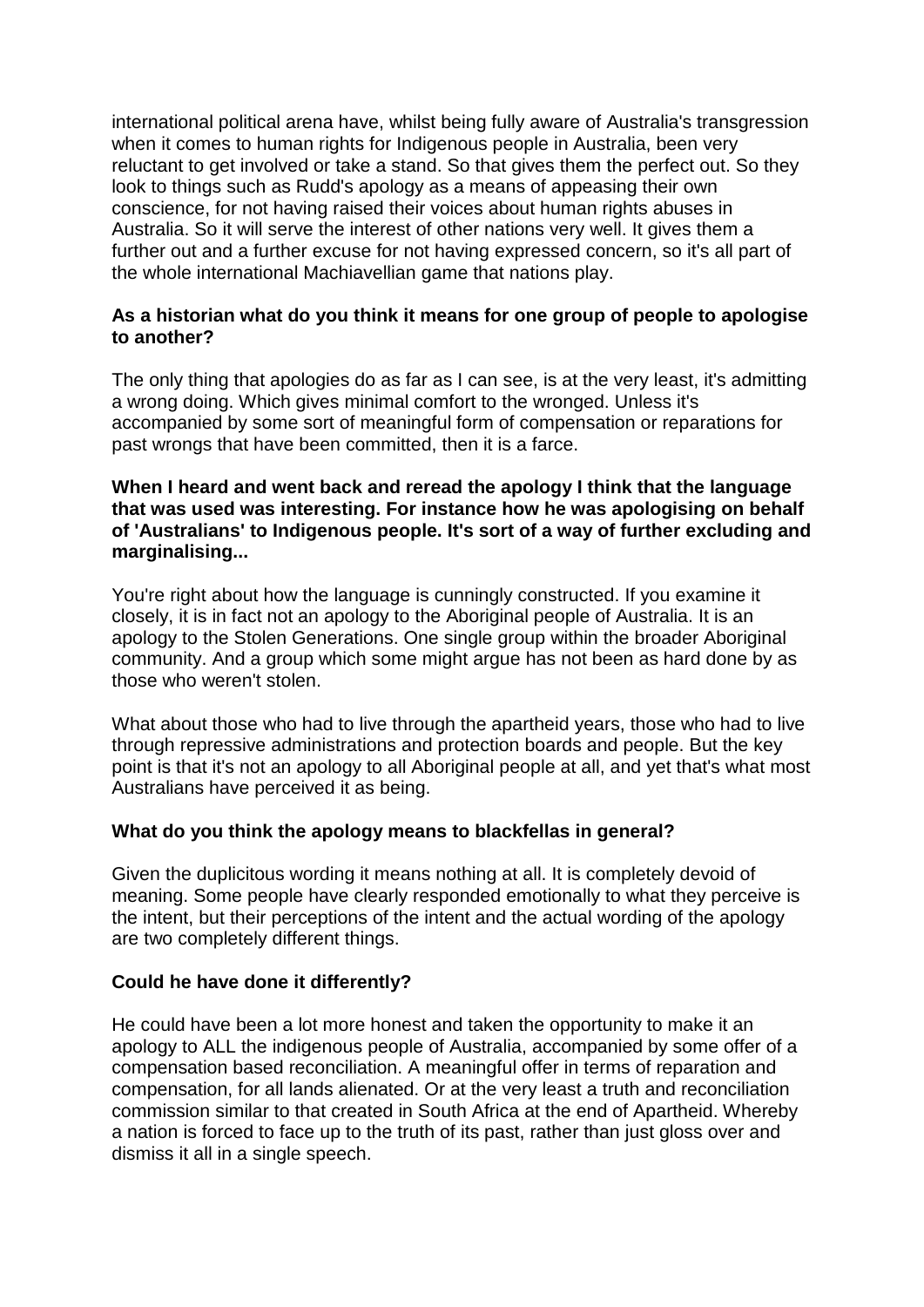international political arena have, whilst being fully aware of Australia's transgression when it comes to human rights for Indigenous people in Australia, been very reluctant to get involved or take a stand. So that gives them the perfect out. So they look to things such as Rudd's apology as a means of appeasing their own conscience, for not having raised their voices about human rights abuses in Australia. So it will serve the interest of other nations very well. It gives them a further out and a further excuse for not having expressed concern, so it's all part of the whole international Machiavellian game that nations play.

**As a historian what do you think it means for one group of people to apologise to another?**

The only thing that apologies do as far as I can see, is at the very least, it's admitting a wrong doing. Which gives minimal comfort to the wronged. Unless it's accompanied by some sort of meaningful form of compensation or reparations for past wrongs that have been committed, then it is a farce.

**When I heard and went back and reread the apology I think that the language that was used was interesting. For instance how he was apologising on behalf of 'Australians' to Indigenous people. It's sort of a way of further excluding and marginalising...**

You're right about how the language is cunningly constructed. If you examine it closely, it is in fact not an apology to the Aboriginal people of Australia. It is an apology to the Stolen Generations. One single group within the broader Aboriginal community. And a group which some might argue has not been as hard done by as those who weren't stolen.

What about those who had to live through the apartheid years, those who had to live through repressive administrations and protection boards and people. But the key point is that it's not an apology to all Aboriginal people at all, and yet that's what most Australians have perceived it as being.

**What do you think the apology means to blackfellas in general?**

Given the duplicitous wording it means nothing at all. It is completely devoid of meaning. Some people have clearly responded emotionally to what they perceive is the intent, but their perceptions of the intent and the actual wording of the apology are two completely different things.

**Could he have done it differently?**

He could have been a lot more honest and taken the opportunity to make it an apology to ALL the indigenous people of Australia, accompanied by some offer of a compensation based reconciliation. A meaningful offer in terms of reparation and compensation, for all lands alienated. Or at the very least a truth and reconciliation commission similar to that created in South Africa at the end of Apartheid. Whereby a nation is forced to face up to the truth of its past, rather than just gloss over and dismiss it all in a single speech.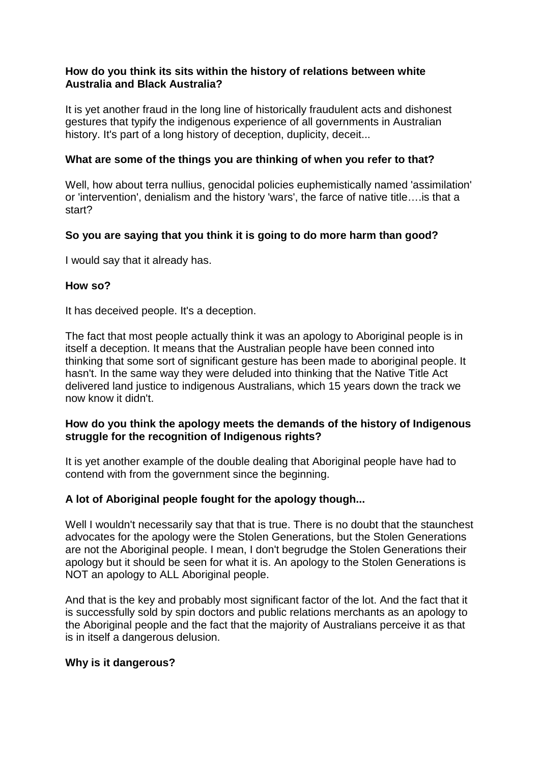**How do you think its sits within the history of relations between white Australia and Black Australia?**

It is yet another fraud in the long line of historically fraudulent acts and dishonest gestures that typify the indigenous experience of all governments in Australian history. It's part of a long history of deception, duplicity, deceit...

**What are some of the things you are thinking of when you refer to that?**

Well, how about terra nullius, genocidal policies euphemistically named 'assimilation' or 'intervention', denialism and the history 'wars', the farce of native title….is that a start?

**So you are saying that you think it is going to do more harm than good?**

I would say that it already has.

**How so?**

It has deceived people. It's a deception.

The fact that most people actually think it was an apology to Aboriginal people is in itself a deception. It means that the Australian people have been conned into thinking that some sort of significant gesture has been made to aboriginal people. It hasn't. In the same way they were deluded into thinking that the Native Title Act delivered land justice to indigenous Australians, which 15 years down the track we now know it didn't.

**How do you think the apology meets the demands of the history of Indigenous struggle for the recognition of Indigenous rights?**

It is yet another example of the double dealing that Aboriginal people have had to contend with from the government since the beginning.

**A lot of Aboriginal people fought for the apology though...**

Well I wouldn't necessarily say that that is true. There is no doubt that the staunchest advocates for the apology were the Stolen Generations, but the Stolen Generations are not the Aboriginal people. I mean, I don't begrudge the Stolen Generations their apology but it should be seen for what it is. An apology to the Stolen Generations is NOT an apology to ALL Aboriginal people.

And that is the key and probably most significant factor of the lot. And the fact that it is successfully sold by spin doctors and public relations merchants as an apology to the Aboriginal people and the fact that the majority of Australians perceive it as that is in itself a dangerous delusion.

**Why is it dangerous?**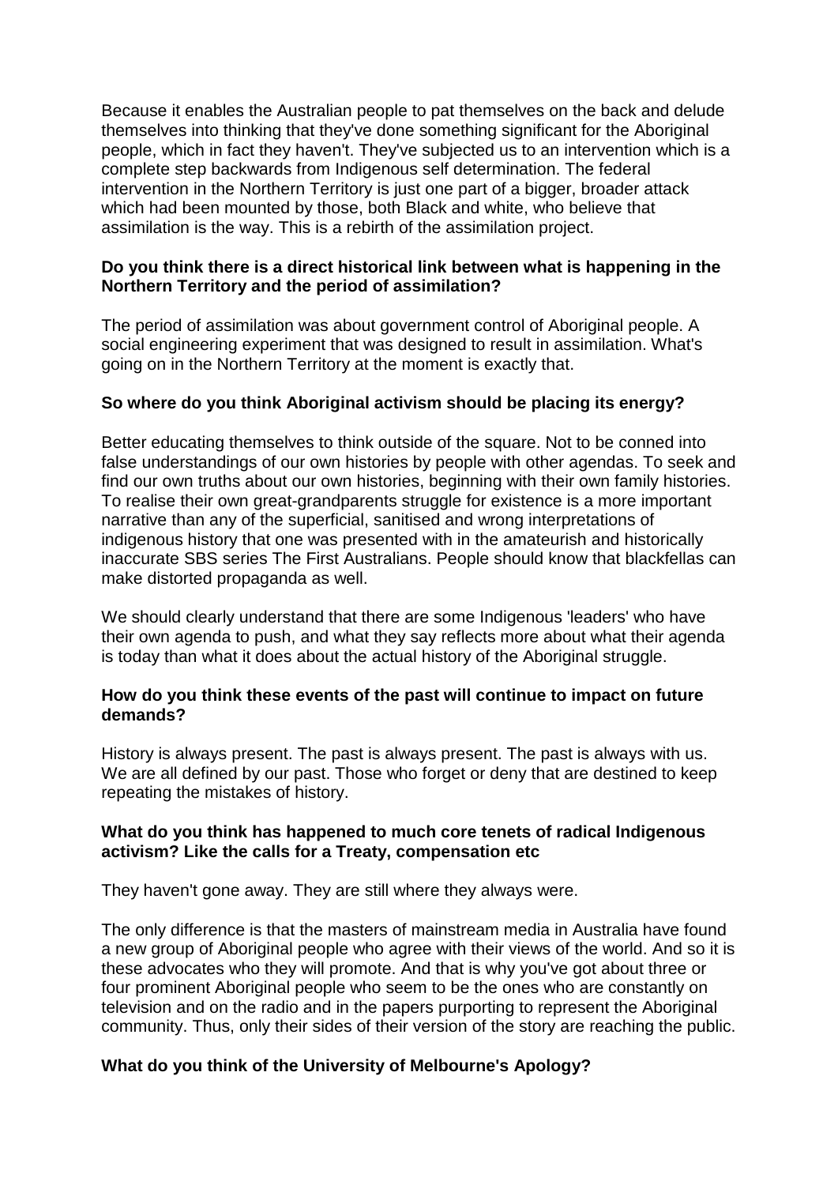Because it enables the Australian people to pat themselves on the back and delude themselves into thinking that they've done something significant for the Aboriginal people, which in fact they haven't. They've subjected us to an intervention which is a complete step backwards from Indigenous self determination. The federal intervention in the Northern Territory is just one part of a bigger, broader attack which had been mounted by those, both Black and white, who believe that assimilation is the way. This is a rebirth of the assimilation project.

**Do you think there is a direct historical link between what is happening in the Northern Territory and the period of assimilation?**

The period of assimilation was about government control of Aboriginal people. A social engineering experiment that was designed to result in assimilation. What's going on in the Northern Territory at the moment is exactly that.

**So where do you think Aboriginal activism should be placing its energy?**

Better educating themselves to think outside of the square. Not to be conned into false understandings of our own histories by people with other agendas. To seek and find our own truths about our own histories, beginning with their own family histories. To realise their own great-grandparents struggle for existence is a more important narrative than any of the superficial, sanitised and wrong interpretations of indigenous history that one was presented with in the amateurish and historically inaccurate SBS series The First Australians. People should know that blackfellas can make distorted propaganda as well.

We should clearly understand that there are some Indigenous 'leaders' who have their own agenda to push, and what they say reflects more about what their agenda is today than what it does about the actual history of the Aboriginal struggle.

**How do you think these events of the past will continue to impact on future demands?**

History is always present. The past is always present. The past is always with us. We are all defined by our past. Those who forget or deny that are destined to keep repeating the mistakes of history.

**What do you think has happened to much core tenets of radical Indigenous activism? Like the calls for a Treaty, compensation etc**

They haven't gone away. They are still where they always were.

The only difference is that the masters of mainstream media in Australia have found a new group of Aboriginal people who agree with their views of the world. And so it is these advocates who they will promote. And that is why you've got about three or four prominent Aboriginal people who seem to be the ones who are constantly on television and on the radio and in the papers purporting to represent the Aboriginal community. Thus, only their sides of their version of the story are reaching the public.

**What do you think of the University of Melbourne's Apology?**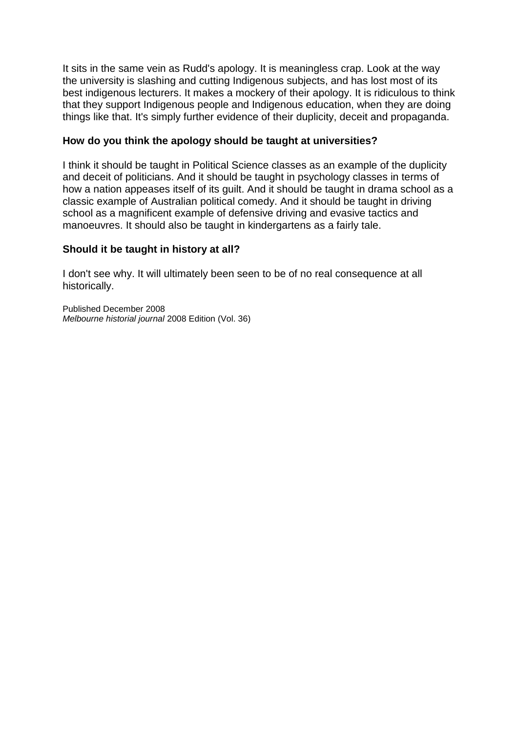It sits in the same vein as Rudd's apology. It is meaningless crap. Look at the way the university is slashing and cutting Indigenous subjects, and has lost most of its best indigenous lecturers. It makes a mockery of their apology. It is ridiculous to think that they support Indigenous people and Indigenous education, when they are doing things like that. It's simply further evidence of their duplicity, deceit and propaganda.

**How do you think the apology should be taught at universities?**

I think it should be taught in Political Science classes as an example of the duplicity and deceit of politicians. And it should be taught in psychology classes in terms of how a nation appeases itself of its guilt. And it should be taught in drama school as a classic example of Australian political comedy. And it should be taught in driving school as a magnificent example of defensive driving and evasive tactics and manoeuvres. It should also be taught in kindergartens as a fairly tale.

**Should it be taught in history at all?**

I don't see why. It will ultimately been seen to be of no real consequence at all historically.

Published December 2008
*Melbourne historial journal* 2008 Edition (Vol. 36)